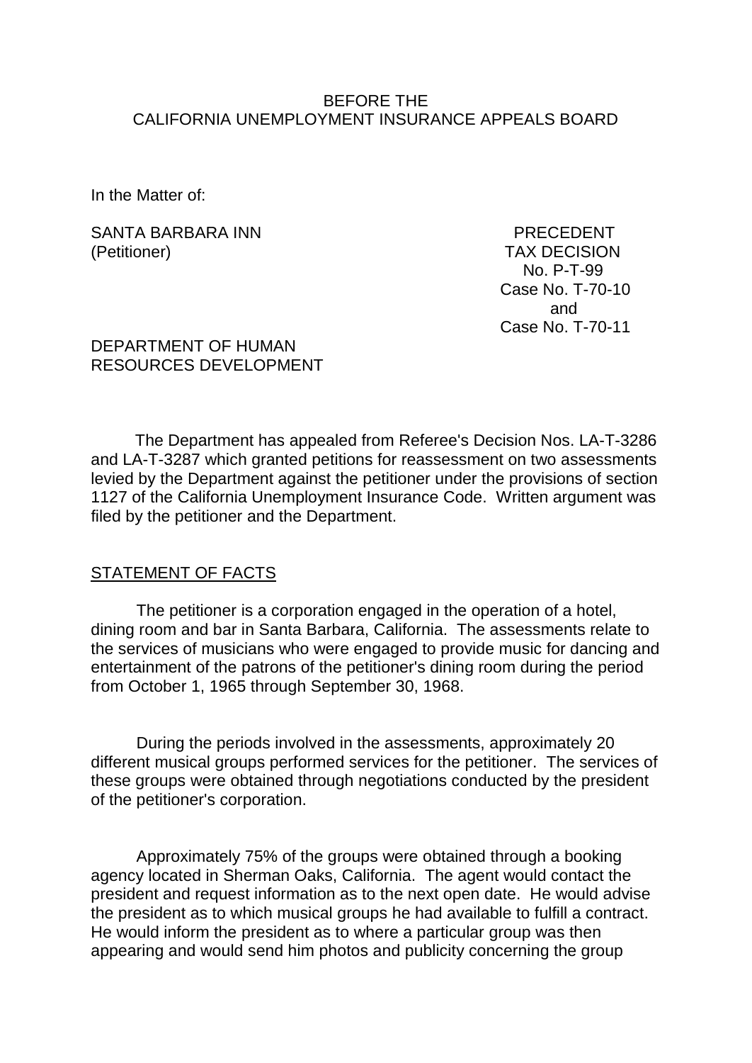BEFORE THE
CALIFORNIA UNEMPLOYMENT INSURANCE APPEALS BOARD

In the Matter of:

SANTA BARBARA INN
(Petitioner)

PRECEDENT
TAX DECISION
No. P-T-99
Case No. T-70-10
and
Case No. T-70-11

DEPARTMENT OF HUMAN
RESOURCES DEVELOPMENT

The Department has appealed from Referee's Decision Nos. LA-T-3286 and LA-T-3287 which granted petitions for reassessment on two assessments levied by the Department against the petitioner under the provisions of section 1127 of the California Unemployment Insurance Code. Written argument was filed by the petitioner and the Department.

## STATEMENT OF FACTS

The petitioner is a corporation engaged in the operation of a hotel, dining room and bar in Santa Barbara, California. The assessments relate to the services of musicians who were engaged to provide music for dancing and entertainment of the patrons of the petitioner's dining room during the period from October 1, 1965 through September 30, 1968.

During the periods involved in the assessments, approximately 20 different musical groups performed services for the petitioner. The services of these groups were obtained through negotiations conducted by the president of the petitioner's corporation.

Approximately 75% of the groups were obtained through a booking agency located in Sherman Oaks, California. The agent would contact the president and request information as to the next open date. He would advise the president as to which musical groups he had available to fulfill a contract. He would inform the president as to where a particular group was then appearing and would send him photos and publicity concerning the group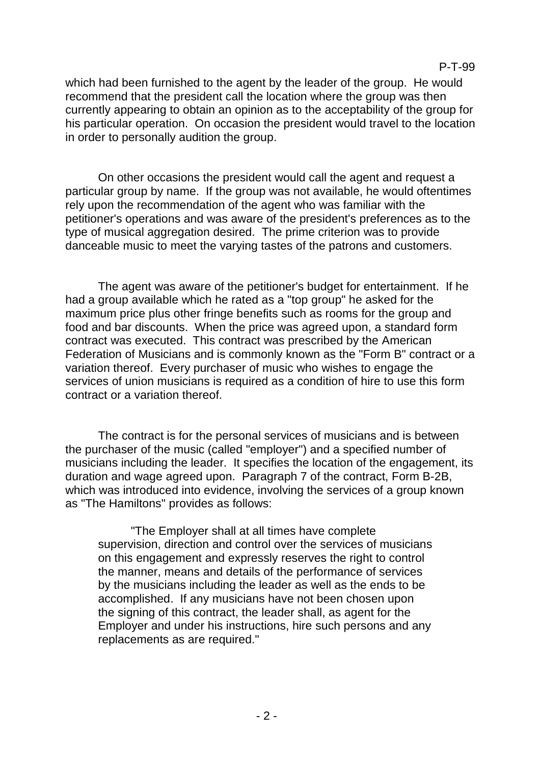which had been furnished to the agent by the leader of the group. He would recommend that the president call the location where the group was then currently appearing to obtain an opinion as to the acceptability of the group for his particular operation. On occasion the president would travel to the location in order to personally audition the group.

On other occasions the president would call the agent and request a particular group by name. If the group was not available, he would oftentimes rely upon the recommendation of the agent who was familiar with the petitioner's operations and was aware of the president's preferences as to the type of musical aggregation desired. The prime criterion was to provide danceable music to meet the varying tastes of the patrons and customers.

The agent was aware of the petitioner's budget for entertainment. If he had a group available which he rated as a "top group" he asked for the maximum price plus other fringe benefits such as rooms for the group and food and bar discounts. When the price was agreed upon, a standard form contract was executed. This contract was prescribed by the American Federation of Musicians and is commonly known as the "Form B" contract or a variation thereof. Every purchaser of music who wishes to engage the services of union musicians is required as a condition of hire to use this form contract or a variation thereof.

The contract is for the personal services of musicians and is between the purchaser of the music (called "employer") and a specified number of musicians including the leader. It specifies the location of the engagement, its duration and wage agreed upon. Paragraph 7 of the contract, Form B-2B, which was introduced into evidence, involving the services of a group known as "The Hamiltons" provides as follows:

> "The Employer shall at all times have complete supervision, direction and control over the services of musicians on this engagement and expressly reserves the right to control the manner, means and details of the performance of services by the musicians including the leader as well as the ends to be accomplished. If any musicians have not been chosen upon the signing of this contract, the leader shall, as agent for the Employer and under his instructions, hire such persons and any replacements as are required."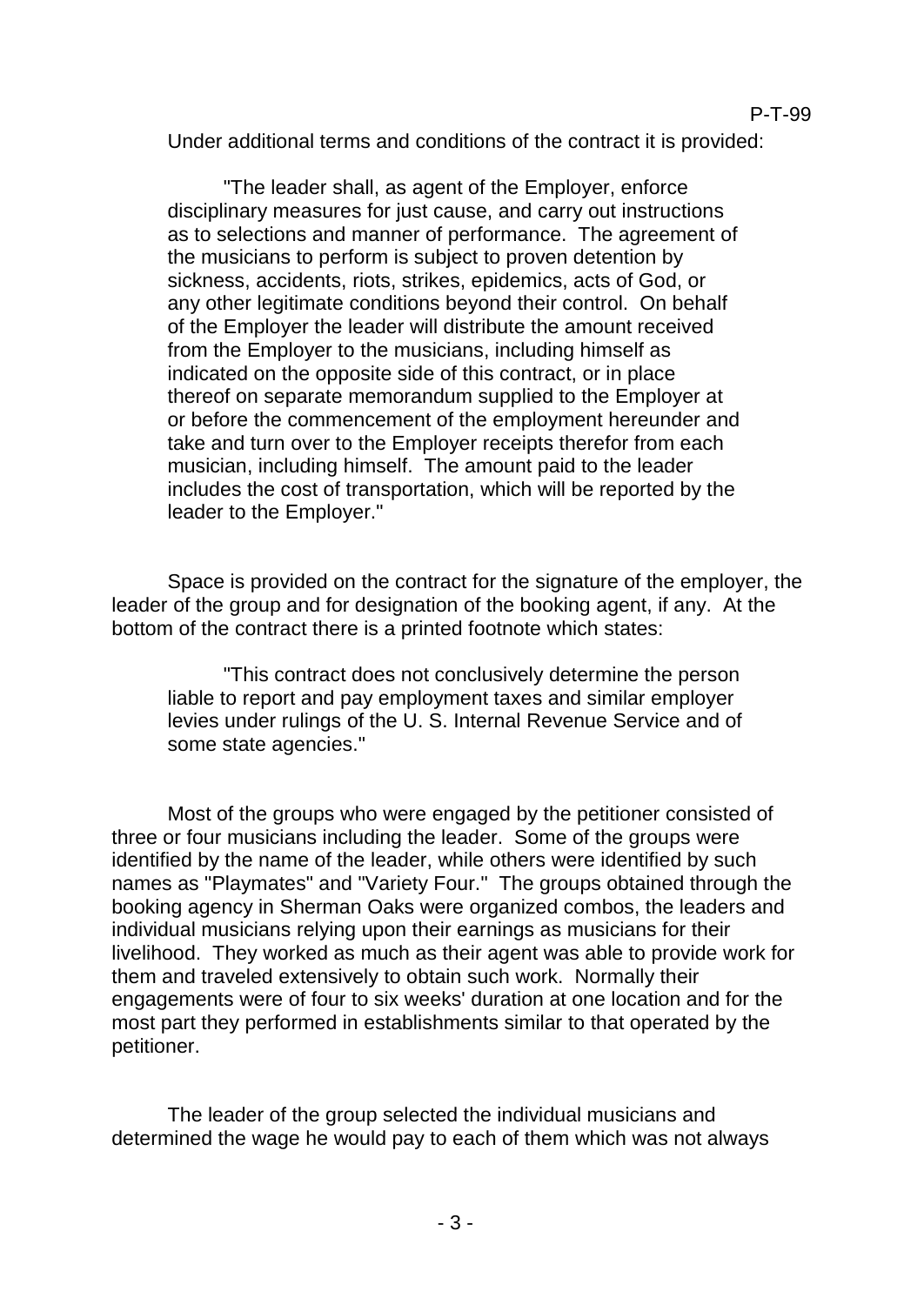Under additional terms and conditions of the contract it is provided:

> "The leader shall, as agent of the Employer, enforce disciplinary measures for just cause, and carry out instructions as to selections and manner of performance. The agreement of the musicians to perform is subject to proven detention by sickness, accidents, riots, strikes, epidemics, acts of God, or any other legitimate conditions beyond their control. On behalf of the Employer the leader will distribute the amount received from the Employer to the musicians, including himself as indicated on the opposite side of this contract, or in place thereof on separate memorandum supplied to the Employer at or before the commencement of the employment hereunder and take and turn over to the Employer receipts therefor from each musician, including himself. The amount paid to the leader includes the cost of transportation, which will be reported by the leader to the Employer."

Space is provided on the contract for the signature of the employer, the leader of the group and for designation of the booking agent, if any. At the bottom of the contract there is a printed footnote which states:

> "This contract does not conclusively determine the person liable to report and pay employment taxes and similar employer levies under rulings of the U. S. Internal Revenue Service and of some state agencies."

Most of the groups who were engaged by the petitioner consisted of three or four musicians including the leader. Some of the groups were identified by the name of the leader, while others were identified by such names as "Playmates" and "Variety Four." The groups obtained through the booking agency in Sherman Oaks were organized combos, the leaders and individual musicians relying upon their earnings as musicians for their livelihood. They worked as much as their agent was able to provide work for them and traveled extensively to obtain such work. Normally their engagements were of four to six weeks' duration at one location and for the most part they performed in establishments similar to that operated by the petitioner.

The leader of the group selected the individual musicians and determined the wage he would pay to each of them which was not always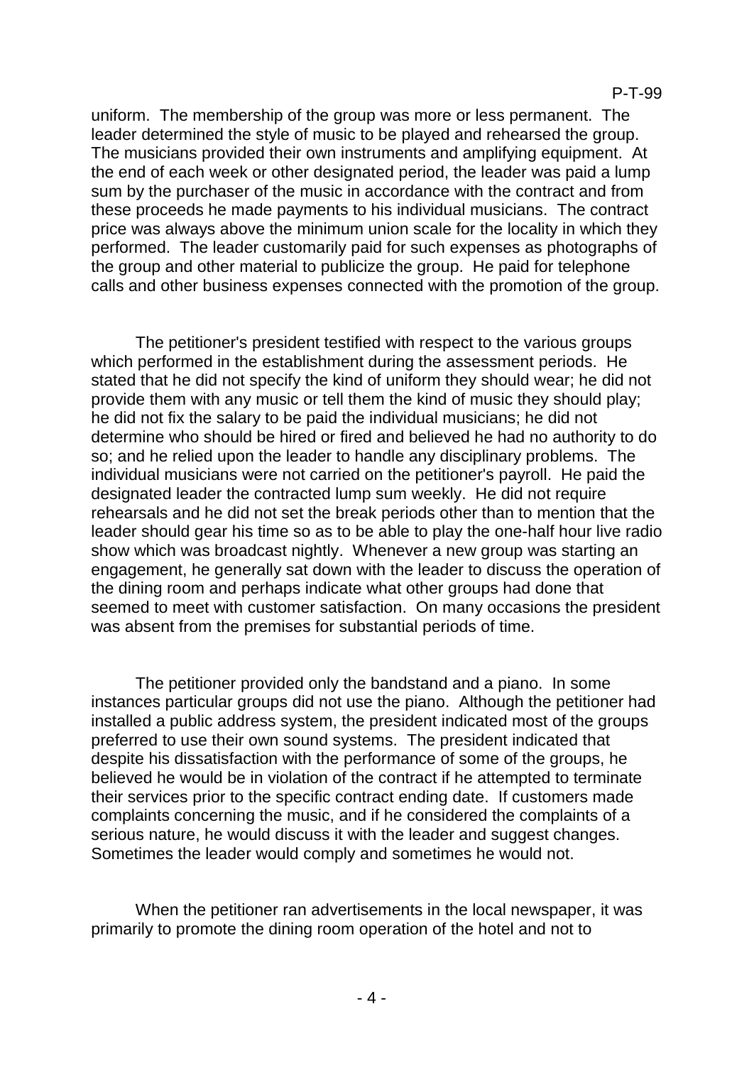uniform. The membership of the group was more or less permanent. The leader determined the style of music to be played and rehearsed the group. The musicians provided their own instruments and amplifying equipment. At the end of each week or other designated period, the leader was paid a lump sum by the purchaser of the music in accordance with the contract and from these proceeds he made payments to his individual musicians. The contract price was always above the minimum union scale for the locality in which they performed. The leader customarily paid for such expenses as photographs of the group and other material to publicize the group. He paid for telephone calls and other business expenses connected with the promotion of the group.

The petitioner's president testified with respect to the various groups which performed in the establishment during the assessment periods. He stated that he did not specify the kind of uniform they should wear; he did not provide them with any music or tell them the kind of music they should play; he did not fix the salary to be paid the individual musicians; he did not determine who should be hired or fired and believed he had no authority to do so; and he relied upon the leader to handle any disciplinary problems. The individual musicians were not carried on the petitioner's payroll. He paid the designated leader the contracted lump sum weekly. He did not require rehearsals and he did not set the break periods other than to mention that the leader should gear his time so as to be able to play the one-half hour live radio show which was broadcast nightly. Whenever a new group was starting an engagement, he generally sat down with the leader to discuss the operation of the dining room and perhaps indicate what other groups had done that seemed to meet with customer satisfaction. On many occasions the president was absent from the premises for substantial periods of time.

The petitioner provided only the bandstand and a piano. In some instances particular groups did not use the piano. Although the petitioner had installed a public address system, the president indicated most of the groups preferred to use their own sound systems. The president indicated that despite his dissatisfaction with the performance of some of the groups, he believed he would be in violation of the contract if he attempted to terminate their services prior to the specific contract ending date. If customers made complaints concerning the music, and if he considered the complaints of a serious nature, he would discuss it with the leader and suggest changes. Sometimes the leader would comply and sometimes he would not.

When the petitioner ran advertisements in the local newspaper, it was primarily to promote the dining room operation of the hotel and not to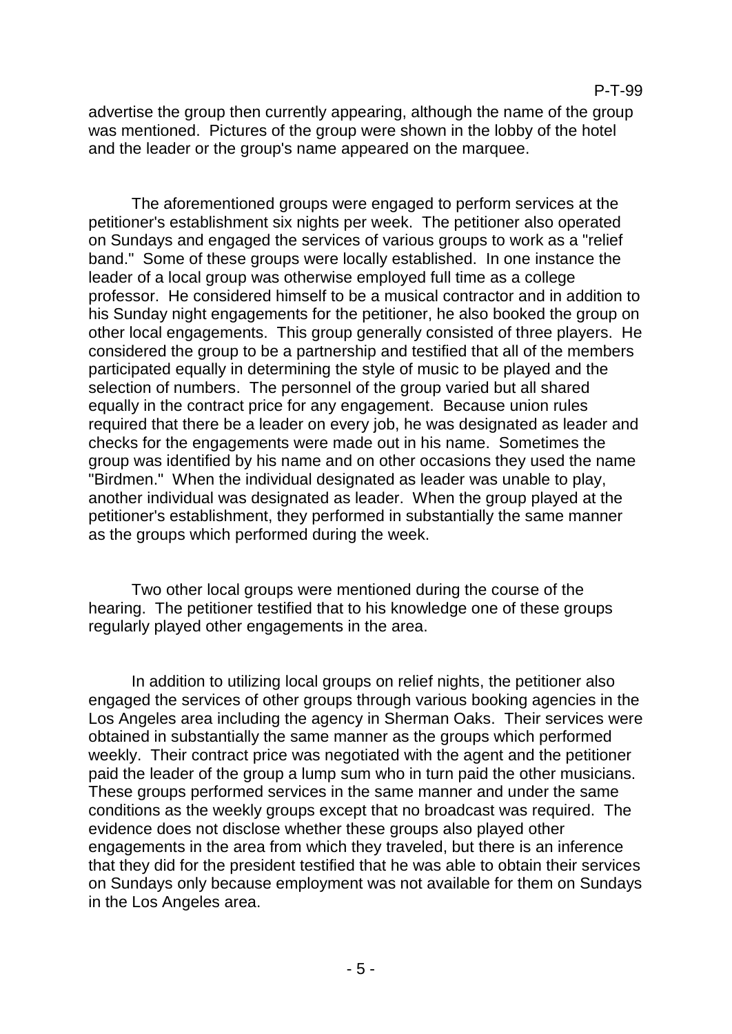advertise the group then currently appearing, although the name of the group was mentioned. Pictures of the group were shown in the lobby of the hotel and the leader or the group's name appeared on the marquee.

The aforementioned groups were engaged to perform services at the petitioner's establishment six nights per week. The petitioner also operated on Sundays and engaged the services of various groups to work as a "relief band." Some of these groups were locally established. In one instance the leader of a local group was otherwise employed full time as a college professor. He considered himself to be a musical contractor and in addition to his Sunday night engagements for the petitioner, he also booked the group on other local engagements. This group generally consisted of three players. He considered the group to be a partnership and testified that all of the members participated equally in determining the style of music to be played and the selection of numbers. The personnel of the group varied but all shared equally in the contract price for any engagement. Because union rules required that there be a leader on every job, he was designated as leader and checks for the engagements were made out in his name. Sometimes the group was identified by his name and on other occasions they used the name "Birdmen." When the individual designated as leader was unable to play, another individual was designated as leader. When the group played at the petitioner's establishment, they performed in substantially the same manner as the groups which performed during the week.

Two other local groups were mentioned during the course of the hearing. The petitioner testified that to his knowledge one of these groups regularly played other engagements in the area.

In addition to utilizing local groups on relief nights, the petitioner also engaged the services of other groups through various booking agencies in the Los Angeles area including the agency in Sherman Oaks. Their services were obtained in substantially the same manner as the groups which performed weekly. Their contract price was negotiated with the agent and the petitioner paid the leader of the group a lump sum who in turn paid the other musicians. These groups performed services in the same manner and under the same conditions as the weekly groups except that no broadcast was required. The evidence does not disclose whether these groups also played other engagements in the area from which they traveled, but there is an inference that they did for the president testified that he was able to obtain their services on Sundays only because employment was not available for them on Sundays in the Los Angeles area.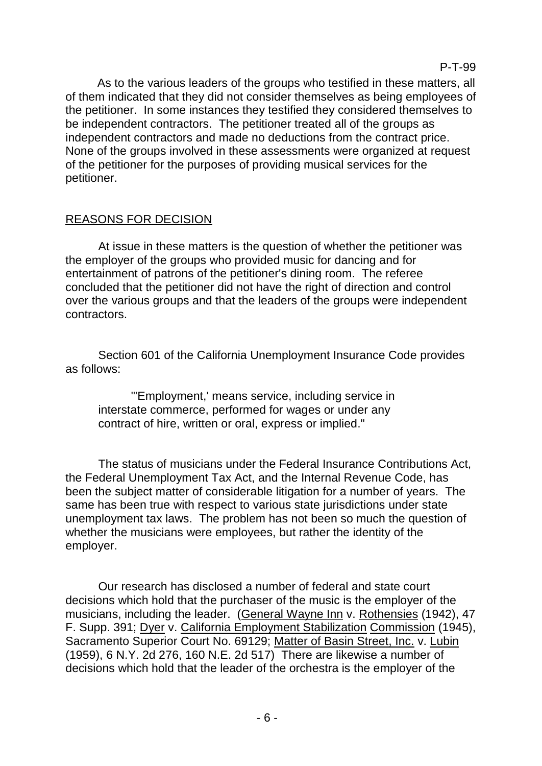As to the various leaders of the groups who testified in these matters, all of them indicated that they did not consider themselves as being employees of the petitioner. In some instances they testified they considered themselves to be independent contractors. The petitioner treated all of the groups as independent contractors and made no deductions from the contract price. None of the groups involved in these assessments were organized at request of the petitioner for the purposes of providing musical services for the petitioner.

## REASONS FOR DECISION

At issue in these matters is the question of whether the petitioner was the employer of the groups who provided music for dancing and for entertainment of patrons of the petitioner's dining room. The referee concluded that the petitioner did not have the right of direction and control over the various groups and that the leaders of the groups were independent contractors.

Section 601 of the California Unemployment Insurance Code provides as follows:

> "'Employment,' means service, including service in interstate commerce, performed for wages or under any contract of hire, written or oral, express or implied."

The status of musicians under the Federal Insurance Contributions Act, the Federal Unemployment Tax Act, and the Internal Revenue Code, has been the subject matter of considerable litigation for a number of years. The same has been true with respect to various state jurisdictions under state unemployment tax laws. The problem has not been so much the question of whether the musicians were employees, but rather the identity of the employer.

Our research has disclosed a number of federal and state court decisions which hold that the purchaser of the music is the employer of the musicians, including the leader. (General Wayne Inn v. Rothensies (1942), 47 F. Supp. 391; Dyer v. California Employment Stabilization Commission (1945), Sacramento Superior Court No. 69129; Matter of Basin Street, Inc. v. Lubin (1959), 6 N.Y. 2d 276, 160 N.E. 2d 517) There are likewise a number of decisions which hold that the leader of the orchestra is the employer of the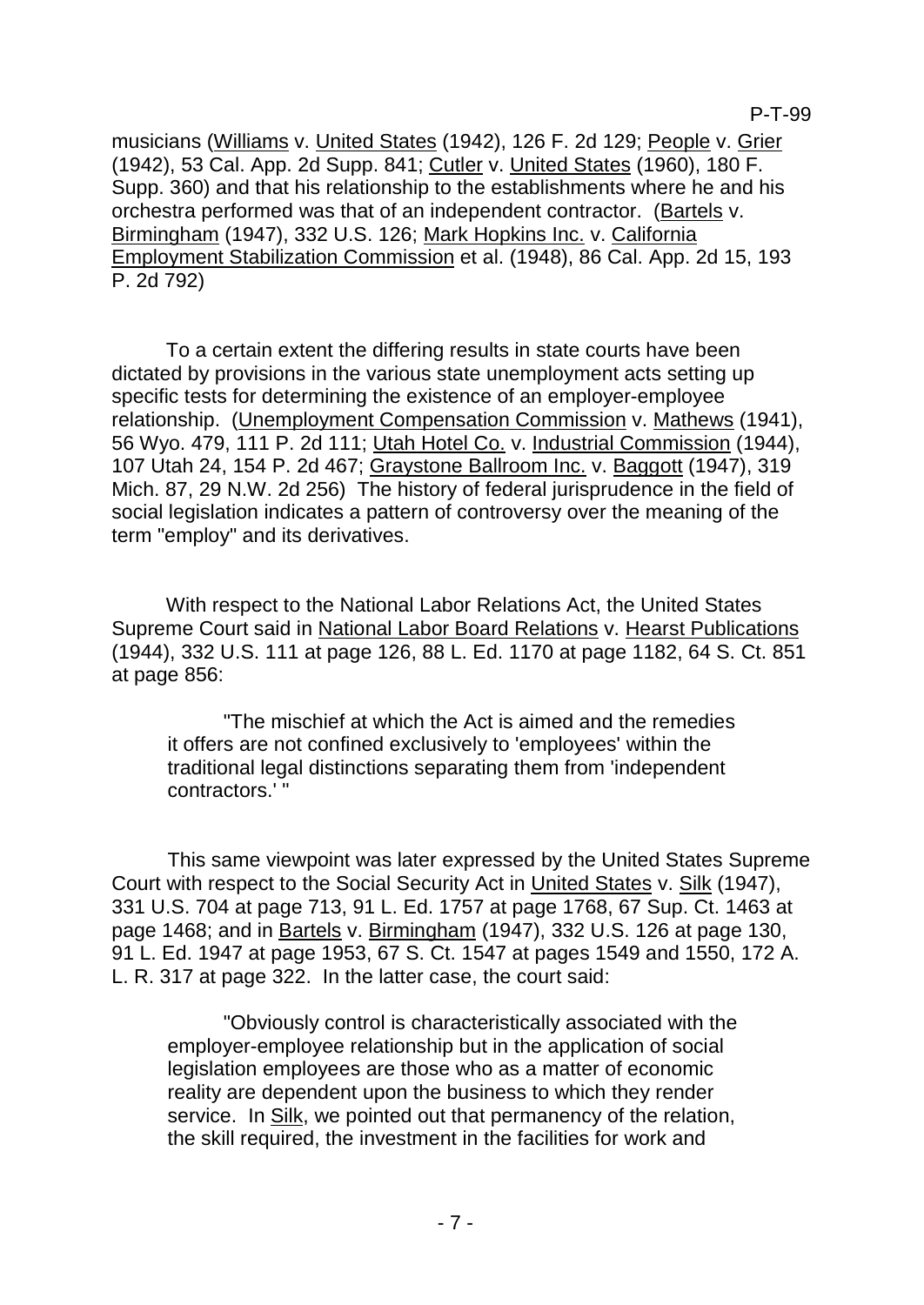musicians (Williams v. United States (1942), 126 F. 2d 129; People v. Grier (1942), 53 Cal. App. 2d Supp. 841; Cutler v. United States (1960), 180 F. Supp. 360) and that his relationship to the establishments where he and his orchestra performed was that of an independent contractor. (Bartels v. Birmingham (1947), 332 U.S. 126; Mark Hopkins Inc. v. California Employment Stabilization Commission et al. (1948), 86 Cal. App. 2d 15, 193 P. 2d 792)

To a certain extent the differing results in state courts have been dictated by provisions in the various state unemployment acts setting up specific tests for determining the existence of an employer-employee relationship. (Unemployment Compensation Commission v. Mathews (1941), 56 Wyo. 479, 111 P. 2d 111; Utah Hotel Co. v. Industrial Commission (1944), 107 Utah 24, 154 P. 2d 467; Graystone Ballroom Inc. v. Baggott (1947), 319 Mich. 87, 29 N.W. 2d 256) The history of federal jurisprudence in the field of social legislation indicates a pattern of controversy over the meaning of the term "employ" and its derivatives.

With respect to the National Labor Relations Act, the United States Supreme Court said in National Labor Board Relations v. Hearst Publications (1944), 332 U.S. 111 at page 126, 88 L. Ed. 1170 at page 1182, 64 S. Ct. 851 at page 856:

> "The mischief at which the Act is aimed and the remedies it offers are not confined exclusively to 'employees' within the traditional legal distinctions separating them from 'independent contractors.' "

This same viewpoint was later expressed by the United States Supreme Court with respect to the Social Security Act in United States v. Silk (1947), 331 U.S. 704 at page 713, 91 L. Ed. 1757 at page 1768, 67 Sup. Ct. 1463 at page 1468; and in Bartels v. Birmingham (1947), 332 U.S. 126 at page 130, 91 L. Ed. 1947 at page 1953, 67 S. Ct. 1547 at pages 1549 and 1550, 172 A. L. R. 317 at page 322. In the latter case, the court said:

> "Obviously control is characteristically associated with the employer-employee relationship but in the application of social legislation employees are those who as a matter of economic reality are dependent upon the business to which they render service. In Silk, we pointed out that permanency of the relation, the skill required, the investment in the facilities for work and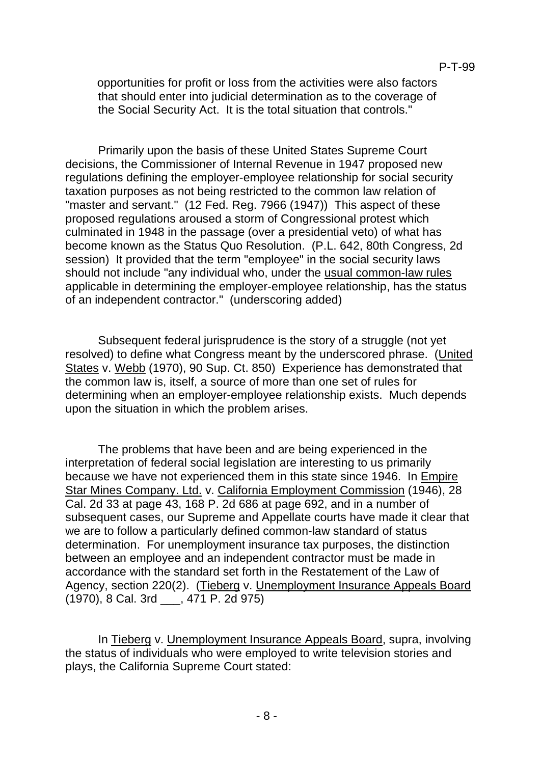opportunities for profit or loss from the activities were also factors that should enter into judicial determination as to the coverage of the Social Security Act. It is the total situation that controls."

Primarily upon the basis of these United States Supreme Court decisions, the Commissioner of Internal Revenue in 1947 proposed new regulations defining the employer-employee relationship for social security taxation purposes as not being restricted to the common law relation of "master and servant." (12 Fed. Reg. 7966 (1947)) This aspect of these proposed regulations aroused a storm of Congressional protest which culminated in 1948 in the passage (over a presidential veto) of what has become known as the Status Quo Resolution. (P.L. 642, 80th Congress, 2d session) It provided that the term "employee" in the social security laws should not include "any individual who, under the usual common-law rules applicable in determining the employer-employee relationship, has the status of an independent contractor." (underscoring added)

Subsequent federal jurisprudence is the story of a struggle (not yet resolved) to define what Congress meant by the underscored phrase. (United States v. Webb (1970), 90 Sup. Ct. 850) Experience has demonstrated that the common law is, itself, a source of more than one set of rules for determining when an employer-employee relationship exists. Much depends upon the situation in which the problem arises.

The problems that have been and are being experienced in the interpretation of federal social legislation are interesting to us primarily because we have not experienced them in this state since 1946. In Empire Star Mines Company. Ltd. v. California Employment Commission (1946), 28 Cal. 2d 33 at page 43, 168 P. 2d 686 at page 692, and in a number of subsequent cases, our Supreme and Appellate courts have made it clear that we are to follow a particularly defined common-law standard of status determination. For unemployment insurance tax purposes, the distinction between an employee and an independent contractor must be made in accordance with the standard set forth in the Restatement of the Law of Agency, section 220(2). (Tieberg v. Unemployment Insurance Appeals Board (1970), 8 Cal. 3rd ___, 471 P. 2d 975)

In Tieberg v. Unemployment Insurance Appeals Board, supra, involving the status of individuals who were employed to write television stories and plays, the California Supreme Court stated: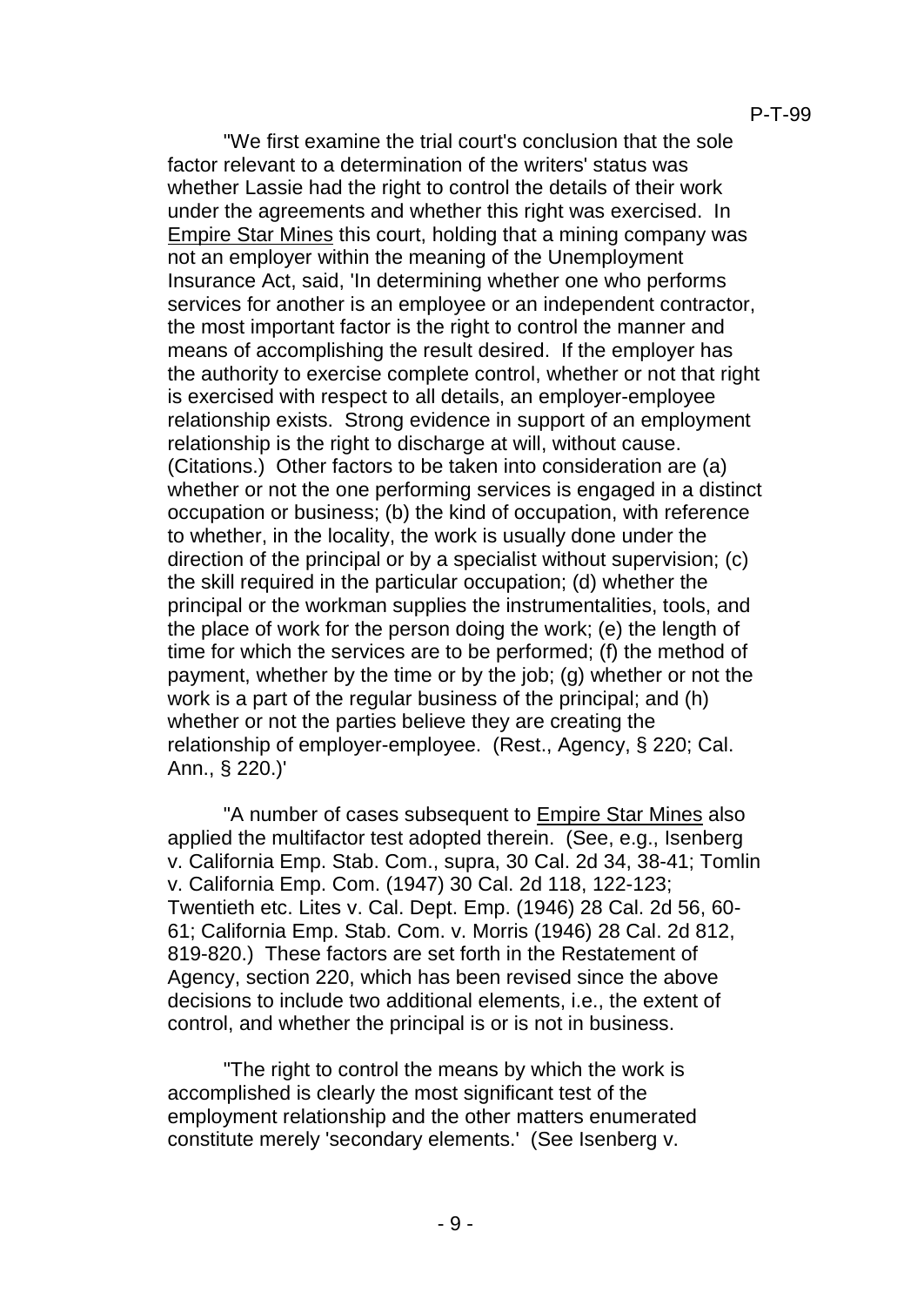"We first examine the trial court's conclusion that the sole factor relevant to a determination of the writers' status was whether Lassie had the right to control the details of their work under the agreements and whether this right was exercised. In Empire Star Mines this court, holding that a mining company was not an employer within the meaning of the Unemployment Insurance Act, said, 'In determining whether one who performs services for another is an employee or an independent contractor, the most important factor is the right to control the manner and means of accomplishing the result desired. If the employer has the authority to exercise complete control, whether or not that right is exercised with respect to all details, an employer-employee relationship exists. Strong evidence in support of an employment relationship is the right to discharge at will, without cause. (Citations.) Other factors to be taken into consideration are (a) whether or not the one performing services is engaged in a distinct occupation or business; (b) the kind of occupation, with reference to whether, in the locality, the work is usually done under the direction of the principal or by a specialist without supervision; (c) the skill required in the particular occupation; (d) whether the principal or the workman supplies the instrumentalities, tools, and the place of work for the person doing the work; (e) the length of time for which the services are to be performed; (f) the method of payment, whether by the time or by the job; (g) whether or not the work is a part of the regular business of the principal; and (h) whether or not the parties believe they are creating the relationship of employer-employee. (Rest., Agency, § 220; Cal. Ann., § 220.)'

"A number of cases subsequent to Empire Star Mines also applied the multifactor test adopted therein. (See, e.g., Isenberg v. California Emp. Stab. Com., supra, 30 Cal. 2d 34, 38-41; Tomlin v. California Emp. Com. (1947) 30 Cal. 2d 118, 122-123; Twentieth etc. Lites v. Cal. Dept. Emp. (1946) 28 Cal. 2d 56, 60-61; California Emp. Stab. Com. v. Morris (1946) 28 Cal. 2d 812, 819-820.) These factors are set forth in the Restatement of Agency, section 220, which has been revised since the above decisions to include two additional elements, i.e., the extent of control, and whether the principal is or is not in business.

"The right to control the means by which the work is accomplished is clearly the most significant test of the employment relationship and the other matters enumerated constitute merely 'secondary elements.' (See Isenberg v.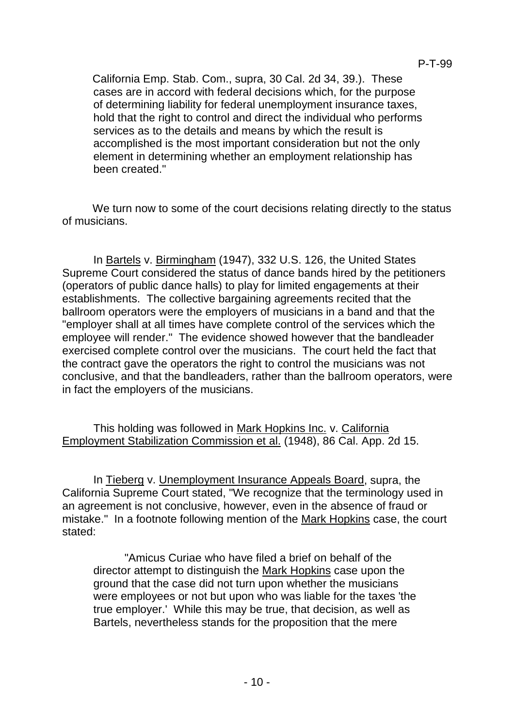> California Emp. Stab. Com., supra, 30 Cal. 2d 34, 39.). These cases are in accord with federal decisions which, for the purpose of determining liability for federal unemployment insurance taxes, hold that the right to control and direct the individual who performs services as to the details and means by which the result is accomplished is the most important consideration but not the only element in determining whether an employment relationship has been created."

We turn now to some of the court decisions relating directly to the status of musicians.

In Bartels v. Birmingham (1947), 332 U.S. 126, the United States Supreme Court considered the status of dance bands hired by the petitioners (operators of public dance halls) to play for limited engagements at their establishments. The collective bargaining agreements recited that the ballroom operators were the employers of musicians in a band and that the "employer shall at all times have complete control of the services which the employee will render." The evidence showed however that the bandleader exercised complete control over the musicians. The court held the fact that the contract gave the operators the right to control the musicians was not conclusive, and that the bandleaders, rather than the ballroom operators, were in fact the employers of the musicians.

This holding was followed in Mark Hopkins Inc. v. California Employment Stabilization Commission et al. (1948), 86 Cal. App. 2d 15.

In Tieberg v. Unemployment Insurance Appeals Board, supra, the California Supreme Court stated, "We recognize that the terminology used in an agreement is not conclusive, however, even in the absence of fraud or mistake." In a footnote following mention of the Mark Hopkins case, the court stated:

> "Amicus Curiae who have filed a brief on behalf of the director attempt to distinguish the Mark Hopkins case upon the ground that the case did not turn upon whether the musicians were employees or not but upon who was liable for the taxes 'the true employer.' While this may be true, that decision, as well as Bartels, nevertheless stands for the proposition that the mere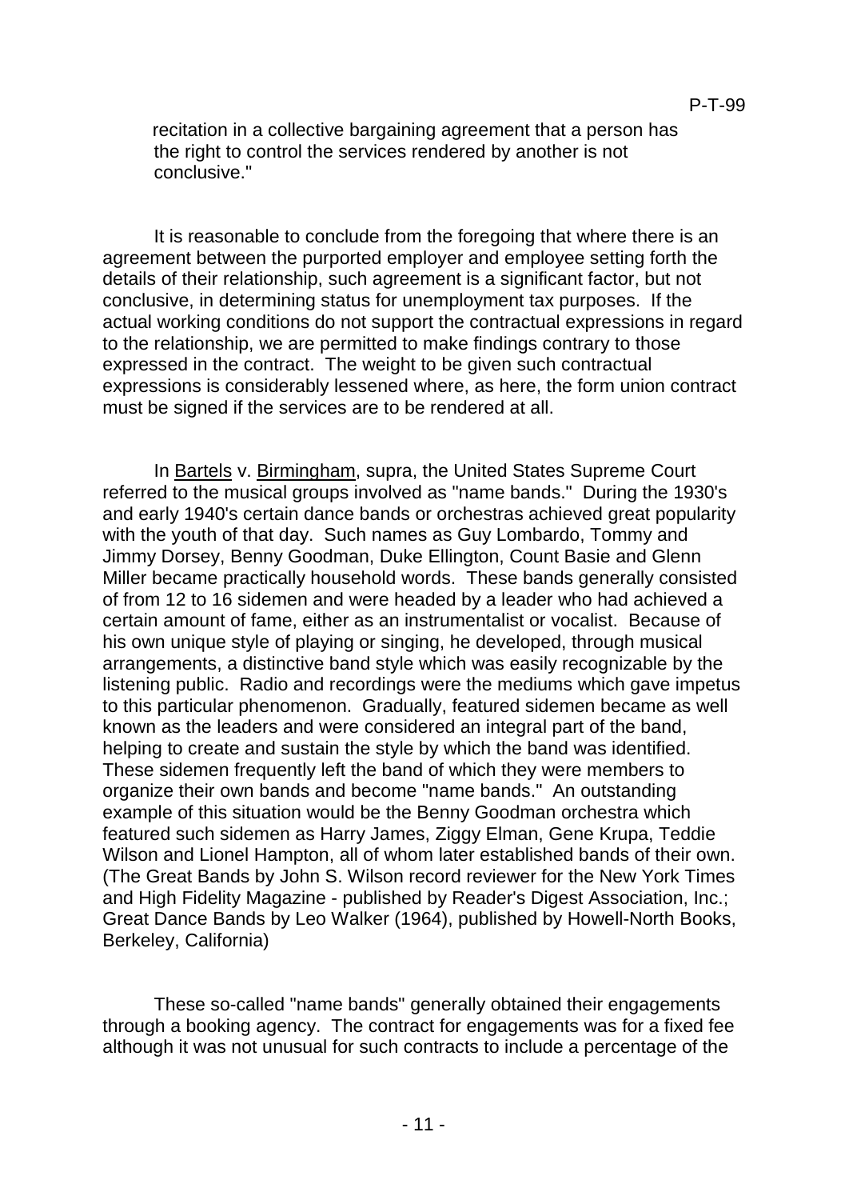recitation in a collective bargaining agreement that a person has the right to control the services rendered by another is not conclusive."

It is reasonable to conclude from the foregoing that where there is an agreement between the purported employer and employee setting forth the details of their relationship, such agreement is a significant factor, but not conclusive, in determining status for unemployment tax purposes. If the actual working conditions do not support the contractual expressions in regard to the relationship, we are permitted to make findings contrary to those expressed in the contract. The weight to be given such contractual expressions is considerably lessened where, as here, the form union contract must be signed if the services are to be rendered at all.

In Bartels v. Birmingham, supra, the United States Supreme Court referred to the musical groups involved as "name bands." During the 1930's and early 1940's certain dance bands or orchestras achieved great popularity with the youth of that day. Such names as Guy Lombardo, Tommy and Jimmy Dorsey, Benny Goodman, Duke Ellington, Count Basie and Glenn Miller became practically household words. These bands generally consisted of from 12 to 16 sidemen and were headed by a leader who had achieved a certain amount of fame, either as an instrumentalist or vocalist. Because of his own unique style of playing or singing, he developed, through musical arrangements, a distinctive band style which was easily recognizable by the listening public. Radio and recordings were the mediums which gave impetus to this particular phenomenon. Gradually, featured sidemen became as well known as the leaders and were considered an integral part of the band, helping to create and sustain the style by which the band was identified. These sidemen frequently left the band of which they were members to organize their own bands and become "name bands." An outstanding example of this situation would be the Benny Goodman orchestra which featured such sidemen as Harry James, Ziggy Elman, Gene Krupa, Teddie Wilson and Lionel Hampton, all of whom later established bands of their own. (The Great Bands by John S. Wilson record reviewer for the New York Times and High Fidelity Magazine - published by Reader's Digest Association, Inc.; Great Dance Bands by Leo Walker (1964), published by Howell-North Books, Berkeley, California)

These so-called "name bands" generally obtained their engagements through a booking agency. The contract for engagements was for a fixed fee although it was not unusual for such contracts to include a percentage of the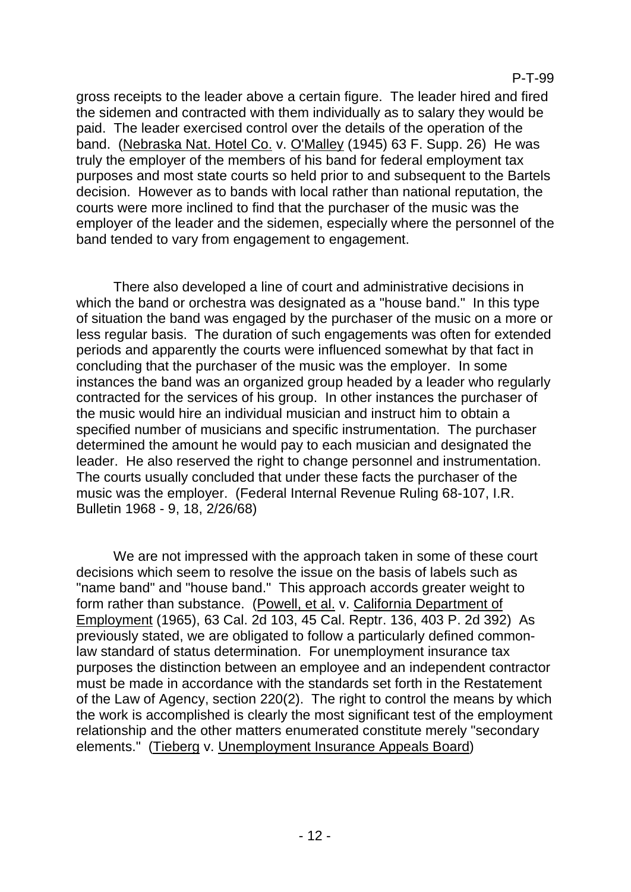gross receipts to the leader above a certain figure. The leader hired and fired the sidemen and contracted with them individually as to salary they would be paid. The leader exercised control over the details of the operation of the band. (Nebraska Nat. Hotel Co. v. O'Malley (1945) 63 F. Supp. 26) He was truly the employer of the members of his band for federal employment tax purposes and most state courts so held prior to and subsequent to the Bartels decision. However as to bands with local rather than national reputation, the courts were more inclined to find that the purchaser of the music was the employer of the leader and the sidemen, especially where the personnel of the band tended to vary from engagement to engagement.

There also developed a line of court and administrative decisions in which the band or orchestra was designated as a "house band." In this type of situation the band was engaged by the purchaser of the music on a more or less regular basis. The duration of such engagements was often for extended periods and apparently the courts were influenced somewhat by that fact in concluding that the purchaser of the music was the employer. In some instances the band was an organized group headed by a leader who regularly contracted for the services of his group. In other instances the purchaser of the music would hire an individual musician and instruct him to obtain a specified number of musicians and specific instrumentation. The purchaser determined the amount he would pay to each musician and designated the leader. He also reserved the right to change personnel and instrumentation. The courts usually concluded that under these facts the purchaser of the music was the employer. (Federal Internal Revenue Ruling 68-107, I.R. Bulletin 1968 - 9, 18, 2/26/68)

We are not impressed with the approach taken in some of these court decisions which seem to resolve the issue on the basis of labels such as "name band" and "house band." This approach accords greater weight to form rather than substance. (Powell, et al. v. California Department of Employment (1965), 63 Cal. 2d 103, 45 Cal. Reptr. 136, 403 P. 2d 392) As previously stated, we are obligated to follow a particularly defined common-law standard of status determination. For unemployment insurance tax purposes the distinction between an employee and an independent contractor must be made in accordance with the standards set forth in the Restatement of the Law of Agency, section 220(2). The right to control the means by which the work is accomplished is clearly the most significant test of the employment relationship and the other matters enumerated constitute merely "secondary elements." (Tieberg v. Unemployment Insurance Appeals Board)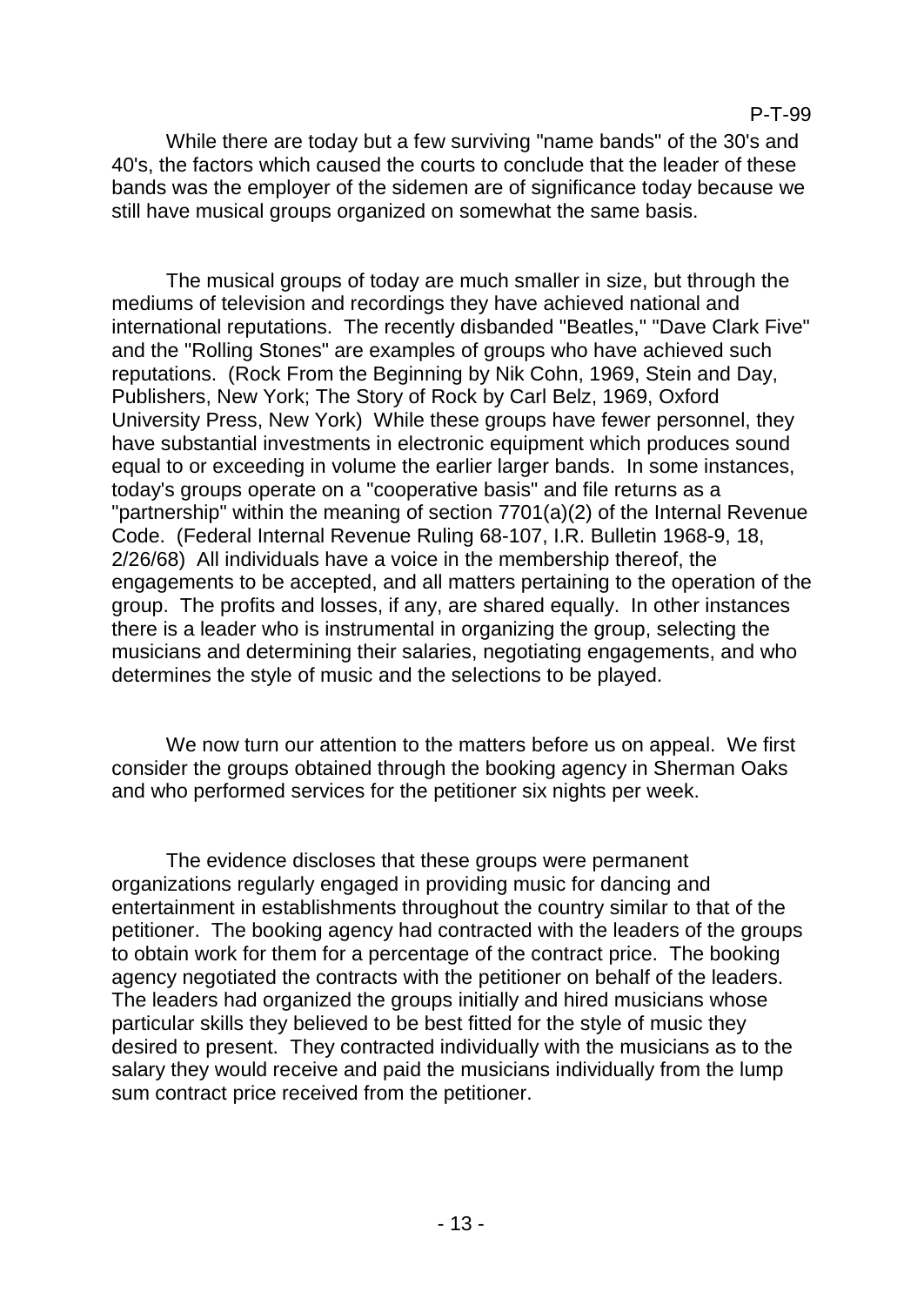While there are today but a few surviving "name bands" of the 30's and 40's, the factors which caused the courts to conclude that the leader of these bands was the employer of the sidemen are of significance today because we still have musical groups organized on somewhat the same basis.

The musical groups of today are much smaller in size, but through the mediums of television and recordings they have achieved national and international reputations. The recently disbanded "Beatles," "Dave Clark Five" and the "Rolling Stones" are examples of groups who have achieved such reputations. (Rock From the Beginning by Nik Cohn, 1969, Stein and Day, Publishers, New York; The Story of Rock by Carl Belz, 1969, Oxford University Press, New York) While these groups have fewer personnel, they have substantial investments in electronic equipment which produces sound equal to or exceeding in volume the earlier larger bands. In some instances, today's groups operate on a "cooperative basis" and file returns as a "partnership" within the meaning of section 7701(a)(2) of the Internal Revenue Code. (Federal Internal Revenue Ruling 68-107, I.R. Bulletin 1968-9, 18, 2/26/68) All individuals have a voice in the membership thereof, the engagements to be accepted, and all matters pertaining to the operation of the group. The profits and losses, if any, are shared equally. In other instances there is a leader who is instrumental in organizing the group, selecting the musicians and determining their salaries, negotiating engagements, and who determines the style of music and the selections to be played.

We now turn our attention to the matters before us on appeal. We first consider the groups obtained through the booking agency in Sherman Oaks and who performed services for the petitioner six nights per week.

The evidence discloses that these groups were permanent organizations regularly engaged in providing music for dancing and entertainment in establishments throughout the country similar to that of the petitioner. The booking agency had contracted with the leaders of the groups to obtain work for them for a percentage of the contract price. The booking agency negotiated the contracts with the petitioner on behalf of the leaders. The leaders had organized the groups initially and hired musicians whose particular skills they believed to be best fitted for the style of music they desired to present. They contracted individually with the musicians as to the salary they would receive and paid the musicians individually from the lump sum contract price received from the petitioner.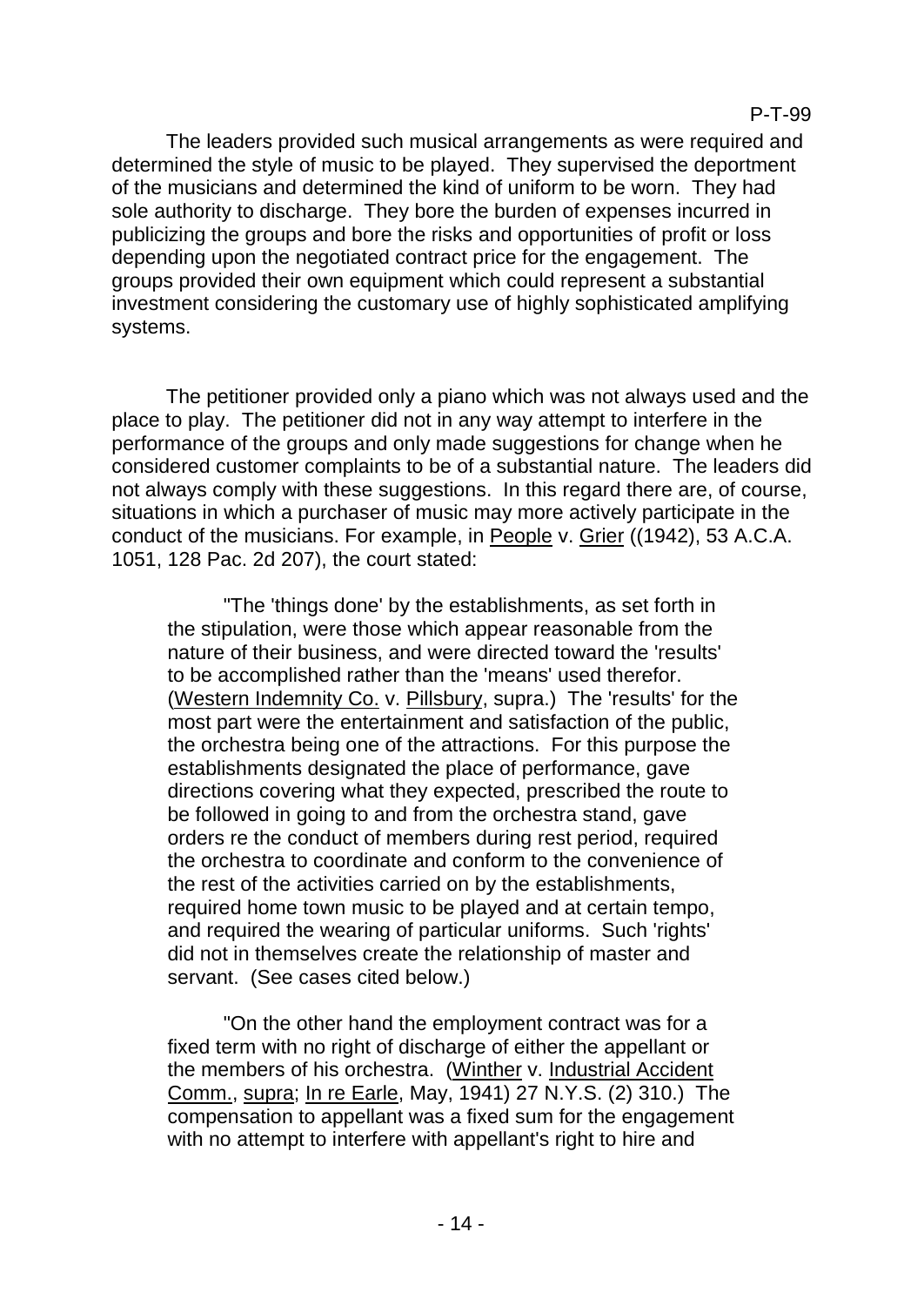The leaders provided such musical arrangements as were required and determined the style of music to be played. They supervised the deportment of the musicians and determined the kind of uniform to be worn. They had sole authority to discharge. They bore the burden of expenses incurred in publicizing the groups and bore the risks and opportunities of profit or loss depending upon the negotiated contract price for the engagement. The groups provided their own equipment which could represent a substantial investment considering the customary use of highly sophisticated amplifying systems.

The petitioner provided only a piano which was not always used and the place to play. The petitioner did not in any way attempt to interfere in the performance of the groups and only made suggestions for change when he considered customer complaints to be of a substantial nature. The leaders did not always comply with these suggestions. In this regard there are, of course, situations in which a purchaser of music may more actively participate in the conduct of the musicians. For example, in People v. Grier ((1942), 53 A.C.A. 1051, 128 Pac. 2d 207), the court stated:

> "The 'things done' by the establishments, as set forth in the stipulation, were those which appear reasonable from the nature of their business, and were directed toward the 'results' to be accomplished rather than the 'means' used therefor. (Western Indemnity Co. v. Pillsbury, supra.) The 'results' for the most part were the entertainment and satisfaction of the public, the orchestra being one of the attractions. For this purpose the establishments designated the place of performance, gave directions covering what they expected, prescribed the route to be followed in going to and from the orchestra stand, gave orders re the conduct of members during rest period, required the orchestra to coordinate and conform to the convenience of the rest of the activities carried on by the establishments, required home town music to be played and at certain tempo, and required the wearing of particular uniforms. Such 'rights' did not in themselves create the relationship of master and servant. (See cases cited below.)
>
> "On the other hand the employment contract was for a fixed term with no right of discharge of either the appellant or the members of his orchestra. (Winther v. Industrial Accident Comm., supra; In re Earle, May, 1941) 27 N.Y.S. (2) 310.) The compensation to appellant was a fixed sum for the engagement with no attempt to interfere with appellant's right to hire and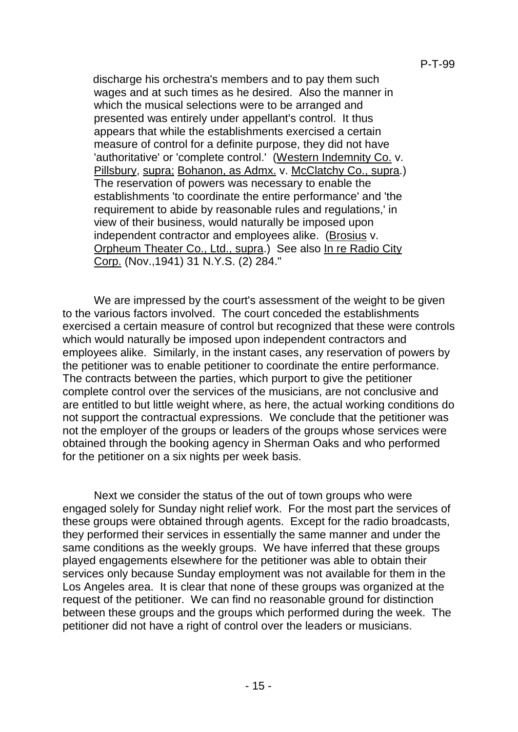> discharge his orchestra's members and to pay them such wages and at such times as he desired. Also the manner in which the musical selections were to be arranged and presented was entirely under appellant's control. It thus appears that while the establishments exercised a certain measure of control for a definite purpose, they did not have 'authoritative' or 'complete control.' (Western Indemnity Co. v. Pillsbury, supra; Bohanon, as Admx. v. McClatchy Co., supra.) The reservation of powers was necessary to enable the establishments 'to coordinate the entire performance' and 'the requirement to abide by reasonable rules and regulations,' in view of their business, would naturally be imposed upon independent contractor and employees alike. (Brosius v. Orpheum Theater Co., Ltd., supra.) See also In re Radio City Corp. (Nov.,1941) 31 N.Y.S. (2) 284."

We are impressed by the court's assessment of the weight to be given to the various factors involved. The court conceded the establishments exercised a certain measure of control but recognized that these were controls which would naturally be imposed upon independent contractors and employees alike. Similarly, in the instant cases, any reservation of powers by the petitioner was to enable petitioner to coordinate the entire performance. The contracts between the parties, which purport to give the petitioner complete control over the services of the musicians, are not conclusive and are entitled to but little weight where, as here, the actual working conditions do not support the contractual expressions. We conclude that the petitioner was not the employer of the groups or leaders of the groups whose services were obtained through the booking agency in Sherman Oaks and who performed for the petitioner on a six nights per week basis.

Next we consider the status of the out of town groups who were engaged solely for Sunday night relief work. For the most part the services of these groups were obtained through agents. Except for the radio broadcasts, they performed their services in essentially the same manner and under the same conditions as the weekly groups. We have inferred that these groups played engagements elsewhere for the petitioner was able to obtain their services only because Sunday employment was not available for them in the Los Angeles area. It is clear that none of these groups was organized at the request of the petitioner. We can find no reasonable ground for distinction between these groups and the groups which performed during the week. The petitioner did not have a right of control over the leaders or musicians.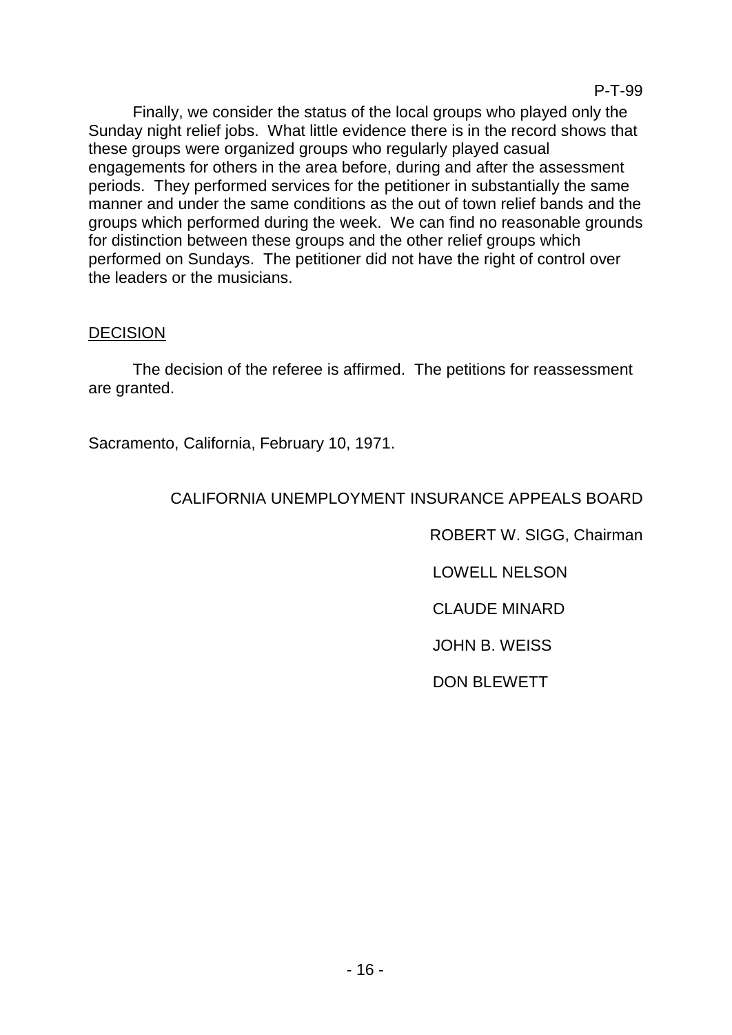Finally, we consider the status of the local groups who played only the Sunday night relief jobs. What little evidence there is in the record shows that these groups were organized groups who regularly played casual engagements for others in the area before, during and after the assessment periods. They performed services for the petitioner in substantially the same manner and under the same conditions as the out of town relief bands and the groups which performed during the week. We can find no reasonable grounds for distinction between these groups and the other relief groups which performed on Sundays. The petitioner did not have the right of control over the leaders or the musicians.

## DECISION

The decision of the referee is affirmed. The petitions for reassessment are granted.

Sacramento, California, February 10, 1971.

CALIFORNIA UNEMPLOYMENT INSURANCE APPEALS BOARD

ROBERT W. SIGG, Chairman

LOWELL NELSON

CLAUDE MINARD

JOHN B. WEISS

DON BLEWETT